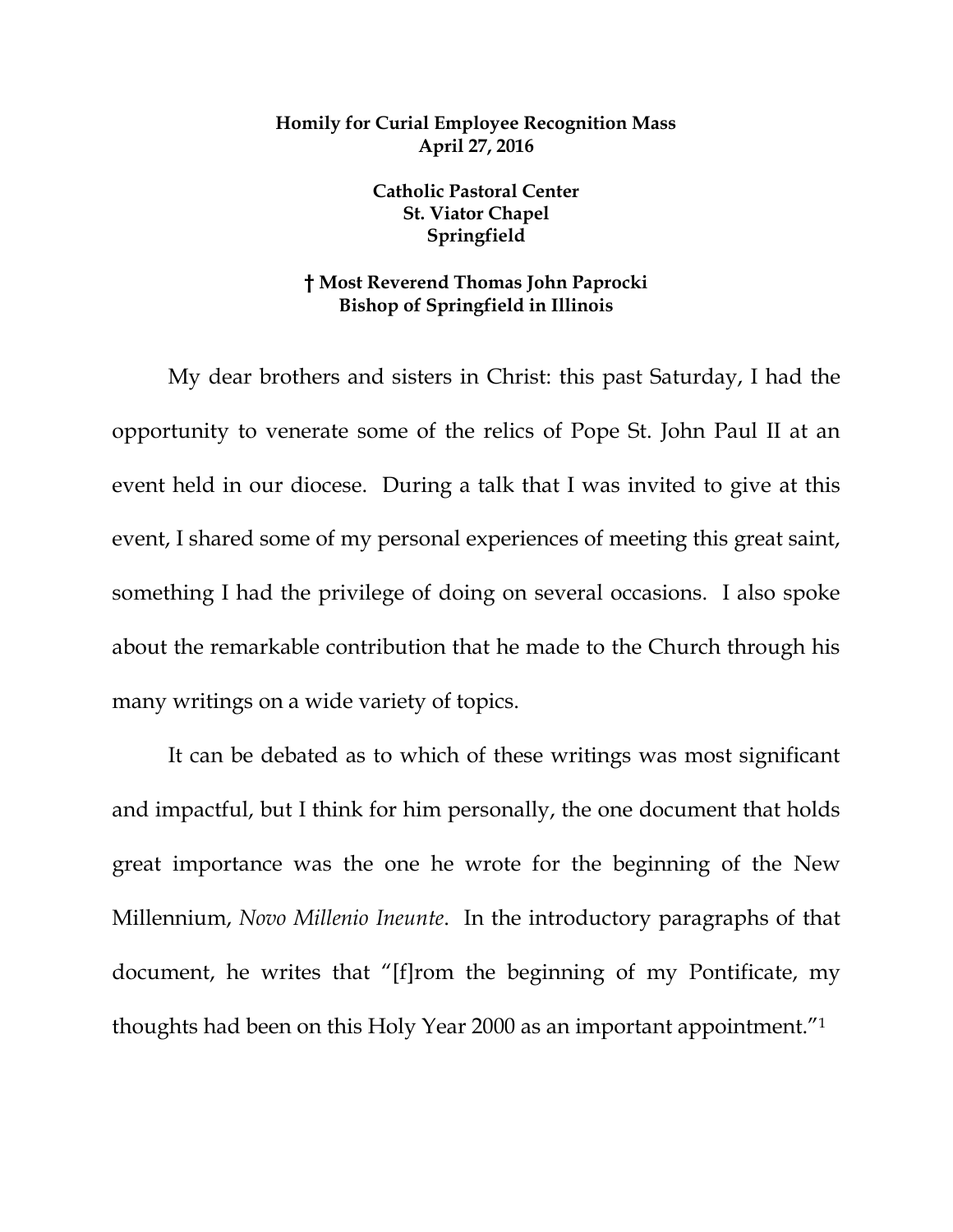**Homily for Curial Employee Recognition Mass**
**April 27, 2016**

**Catholic Pastoral Center**
**St. Viator Chapel**
**Springfield**

**† Most Reverend Thomas John Paprocki**
**Bishop of Springfield in Illinois**

My dear brothers and sisters in Christ: this past Saturday, I had the opportunity to venerate some of the relics of Pope St. John Paul II at an event held in our diocese. During a talk that I was invited to give at this event, I shared some of my personal experiences of meeting this great saint, something I had the privilege of doing on several occasions. I also spoke about the remarkable contribution that he made to the Church through his many writings on a wide variety of topics.

It can be debated as to which of these writings was most significant and impactful, but I think for him personally, the one document that holds great importance was the one he wrote for the beginning of the New Millennium, *Novo Millenio Ineunte*. In the introductory paragraphs of that document, he writes that "[f]rom the beginning of my Pontificate, my thoughts had been on this Holy Year 2000 as an important appointment."[1]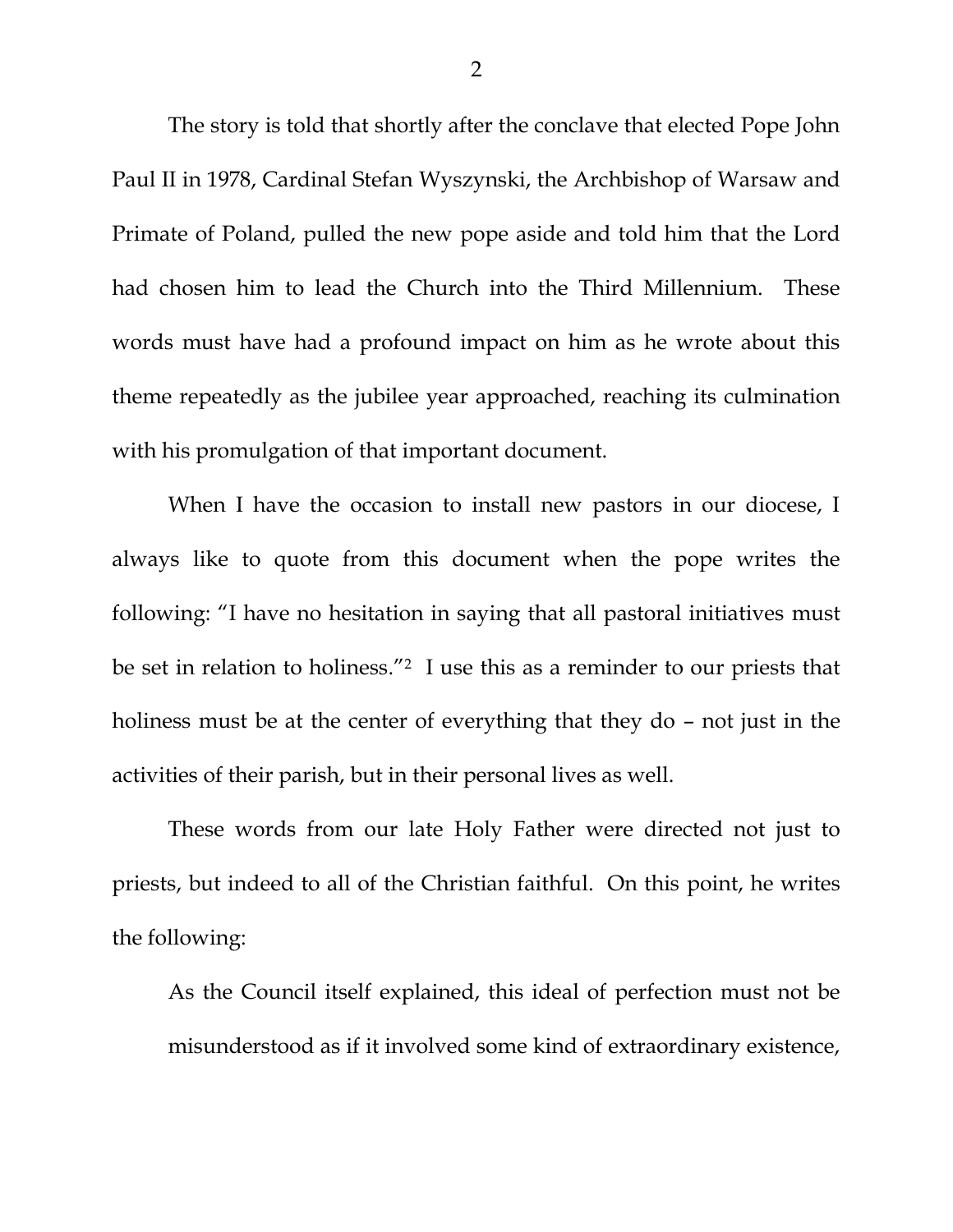The story is told that shortly after the conclave that elected Pope John Paul II in 1978, Cardinal Stefan Wyszynski, the Archbishop of Warsaw and Primate of Poland, pulled the new pope aside and told him that the Lord had chosen him to lead the Church into the Third Millennium. These words must have had a profound impact on him as he wrote about this theme repeatedly as the jubilee year approached, reaching its culmination with his promulgation of that important document.

When I have the occasion to install new pastors in our diocese, I always like to quote from this document when the pope writes the following: "I have no hesitation in saying that all pastoral initiatives must be set in relation to holiness."[2] I use this as a reminder to our priests that holiness must be at the center of everything that they do – not just in the activities of their parish, but in their personal lives as well.

These words from our late Holy Father were directed not just to priests, but indeed to all of the Christian faithful. On this point, he writes the following:

> As the Council itself explained, this ideal of perfection must not be misunderstood as if it involved some kind of extraordinary existence,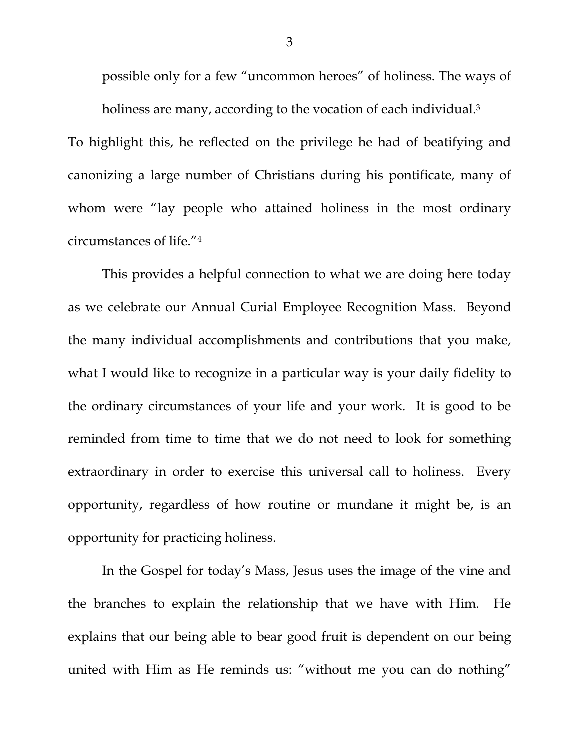possible only for a few "uncommon heroes" of holiness. The ways of holiness are many, according to the vocation of each individual.[3]

To highlight this, he reflected on the privilege he had of beatifying and canonizing a large number of Christians during his pontificate, many of whom were "lay people who attained holiness in the most ordinary circumstances of life."[4]

This provides a helpful connection to what we are doing here today as we celebrate our Annual Curial Employee Recognition Mass. Beyond the many individual accomplishments and contributions that you make, what I would like to recognize in a particular way is your daily fidelity to the ordinary circumstances of your life and your work. It is good to be reminded from time to time that we do not need to look for something extraordinary in order to exercise this universal call to holiness. Every opportunity, regardless of how routine or mundane it might be, is an opportunity for practicing holiness.

In the Gospel for today's Mass, Jesus uses the image of the vine and the branches to explain the relationship that we have with Him. He explains that our being able to bear good fruit is dependent on our being united with Him as He reminds us: "without me you can do nothing"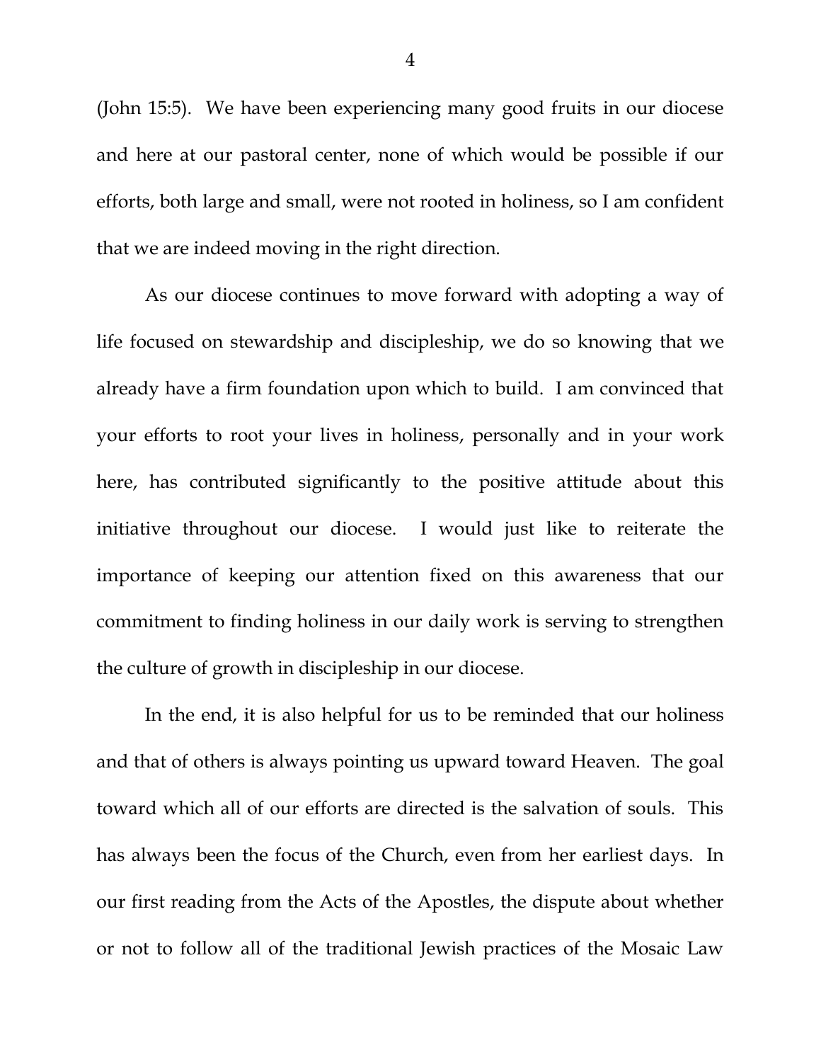(John 15:5). We have been experiencing many good fruits in our diocese and here at our pastoral center, none of which would be possible if our efforts, both large and small, were not rooted in holiness, so I am confident that we are indeed moving in the right direction.

As our diocese continues to move forward with adopting a way of life focused on stewardship and discipleship, we do so knowing that we already have a firm foundation upon which to build. I am convinced that your efforts to root your lives in holiness, personally and in your work here, has contributed significantly to the positive attitude about this initiative throughout our diocese. I would just like to reiterate the importance of keeping our attention fixed on this awareness that our commitment to finding holiness in our daily work is serving to strengthen the culture of growth in discipleship in our diocese.

In the end, it is also helpful for us to be reminded that our holiness and that of others is always pointing us upward toward Heaven. The goal toward which all of our efforts are directed is the salvation of souls. This has always been the focus of the Church, even from her earliest days. In our first reading from the Acts of the Apostles, the dispute about whether or not to follow all of the traditional Jewish practices of the Mosaic Law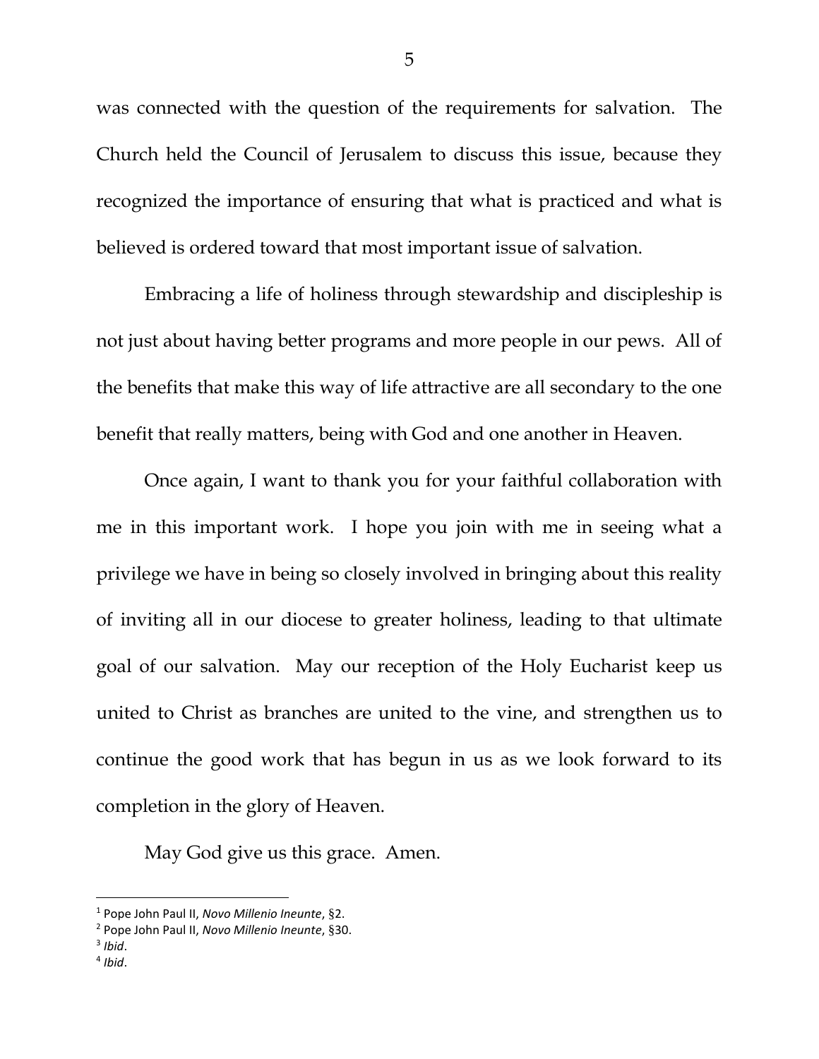was connected with the question of the requirements for salvation. The Church held the Council of Jerusalem to discuss this issue, because they recognized the importance of ensuring that what is practiced and what is believed is ordered toward that most important issue of salvation.

Embracing a life of holiness through stewardship and discipleship is not just about having better programs and more people in our pews. All of the benefits that make this way of life attractive are all secondary to the one benefit that really matters, being with God and one another in Heaven.

Once again, I want to thank you for your faithful collaboration with me in this important work. I hope you join with me in seeing what a privilege we have in being so closely involved in bringing about this reality of inviting all in our diocese to greater holiness, leading to that ultimate goal of our salvation. May our reception of the Holy Eucharist keep us united to Christ as branches are united to the vine, and strengthen us to continue the good work that has begun in us as we look forward to its completion in the glory of Heaven.

May God give us this grace. Amen.

---

[1] Pope John Paul II, *Novo Millenio Ineunte*, §2.
[2] Pope John Paul II, *Novo Millenio Ineunte*, §30.
[3] *Ibid*.
[4] *Ibid*.